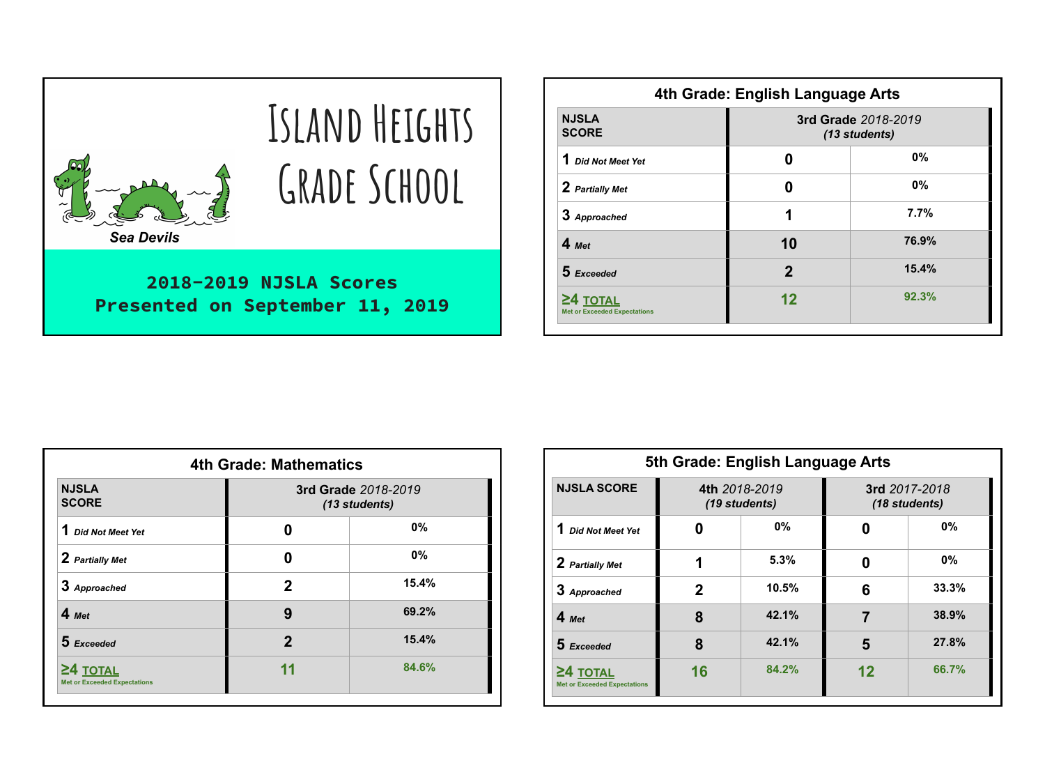# Island Heights Grade School

Sea Devils

**2018-2019 NJSLA Scores**
**Presented on September 11, 2019**

## 4th Grade: English Language Arts

| NJSLA SCORE | 3rd Grade *2018-2019* *(13 students)* | |
|---|---|---|
| **1** *Did Not Meet Yet* | **0** | **0%** |
| **2** *Partially Met* | **0** | **0%** |
| **3** *Approached* | **1** | **7.7%** |
| **4** *Met* | **10** | **76.9%** |
| **5** *Exceeded* | **2** | **15.4%** |
| **≥4 TOTAL** Met or Exceeded Expectations | **12** | **92.3%** |

## 4th Grade: Mathematics

| NJSLA SCORE | 3rd Grade *2018-2019* *(13 students)* | |
|---|---|---|
| **1** *Did Not Meet Yet* | **0** | **0%** |
| **2** *Partially Met* | **0** | **0%** |
| **3** *Approached* | **2** | **15.4%** |
| **4** *Met* | **9** | **69.2%** |
| **5** *Exceeded* | **2** | **15.4%** |
| **≥4 TOTAL** Met or Exceeded Expectations | **11** | **84.6%** |

## 5th Grade: English Language Arts

| NJSLA SCORE | 4th *2018-2019* *(19 students)* | | 3rd *2017-2018* *(18 students)* | |
|---|---|---|---|---|
| **1** *Did Not Meet Yet* | **0** | **0%** | **0** | **0%** |
| **2** *Partially Met* | **1** | **5.3%** | **0** | **0%** |
| **3** *Approached* | **2** | **10.5%** | **6** | **33.3%** |
| **4** *Met* | **8** | **42.1%** | **7** | **38.9%** |
| **5** *Exceeded* | **8** | **42.1%** | **5** | **27.8%** |
| **≥4 TOTAL** Met or Exceeded Expectations | **16** | **84.2%** | **12** | **66.7%** |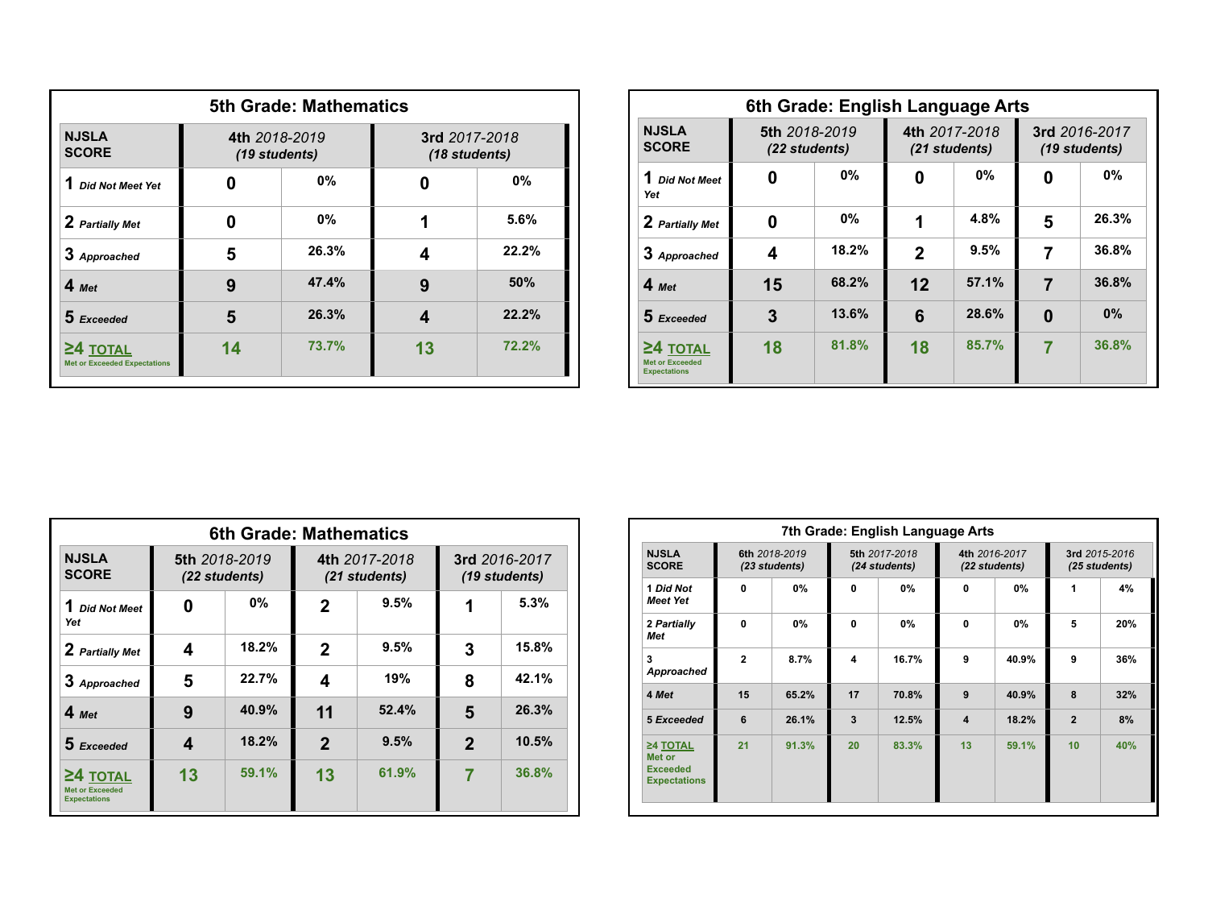## 5th Grade: Mathematics

| NJSLA SCORE | 4th *2018-2019* *(19 students)* | | 3rd *2017-2018* *(18 students)* | |
|---|---|---|---|---|
| 1 *Did Not Meet Yet* | 0 | 0% | 0 | 0% |
| 2 *Partially Met* | 0 | 0% | 1 | 5.6% |
| 3 *Approached* | 5 | 26.3% | 4 | 22.2% |
| 4 *Met* | 9 | 47.4% | 9 | 50% |
| 5 *Exceeded* | 5 | 26.3% | 4 | 22.2% |
| ≥4 TOTAL Met or Exceeded Expectations | 14 | 73.7% | 13 | 72.2% |

## 6th Grade: English Language Arts

| NJSLA SCORE | 5th *2018-2019* *(22 students)* | | 4th *2017-2018* *(21 students)* | | 3rd *2016-2017* *(19 students)* | |
|---|---|---|---|---|---|---|
| 1 *Did Not Meet Yet* | 0 | 0% | 0 | 0% | 0 | 0% |
| 2 *Partially Met* | 0 | 0% | 1 | 4.8% | 5 | 26.3% |
| 3 *Approached* | 4 | 18.2% | 2 | 9.5% | 7 | 36.8% |
| 4 *Met* | 15 | 68.2% | 12 | 57.1% | 7 | 36.8% |
| 5 *Exceeded* | 3 | 13.6% | 6 | 28.6% | 0 | 0% |
| ≥4 TOTAL Met or Exceeded Expectations | 18 | 81.8% | 18 | 85.7% | 7 | 36.8% |

## 6th Grade: Mathematics

| NJSLA SCORE | 5th *2018-2019* *(22 students)* | | 4th *2017-2018* *(21 students)* | | 3rd *2016-2017* *(19 students)* | |
|---|---|---|---|---|---|---|
| 1 *Did Not Meet Yet* | 0 | 0% | 2 | 9.5% | 1 | 5.3% |
| 2 *Partially Met* | 4 | 18.2% | 2 | 9.5% | 3 | 15.8% |
| 3 *Approached* | 5 | 22.7% | 4 | 19% | 8 | 42.1% |
| 4 *Met* | 9 | 40.9% | 11 | 52.4% | 5 | 26.3% |
| 5 *Exceeded* | 4 | 18.2% | 2 | 9.5% | 2 | 10.5% |
| ≥4 TOTAL Met or Exceeded Expectations | 13 | 59.1% | 13 | 61.9% | 7 | 36.8% |

## 7th Grade: English Language Arts

| NJSLA SCORE | 6th *2018-2019* *(23 students)* | | 5th *2017-2018* *(24 students)* | | 4th *2016-2017* *(22 students)* | | 3rd *2015-2016* *(25 students)* | |
|---|---|---|---|---|---|---|---|---|
| 1 *Did Not Meet Yet* | 0 | 0% | 0 | 0% | 0 | 0% | 1 | 4% |
| 2 *Partially Met* | 0 | 0% | 0 | 0% | 0 | 0% | 5 | 20% |
| 3 *Approached* | 2 | 8.7% | 4 | 16.7% | 9 | 40.9% | 9 | 36% |
| 4 *Met* | 15 | 65.2% | 17 | 70.8% | 9 | 40.9% | 8 | 32% |
| 5 *Exceeded* | 6 | 26.1% | 3 | 12.5% | 4 | 18.2% | 2 | 8% |
| ≥4 TOTAL Met or Exceeded Expectations | 21 | 91.3% | 20 | 83.3% | 13 | 59.1% | 10 | 40% |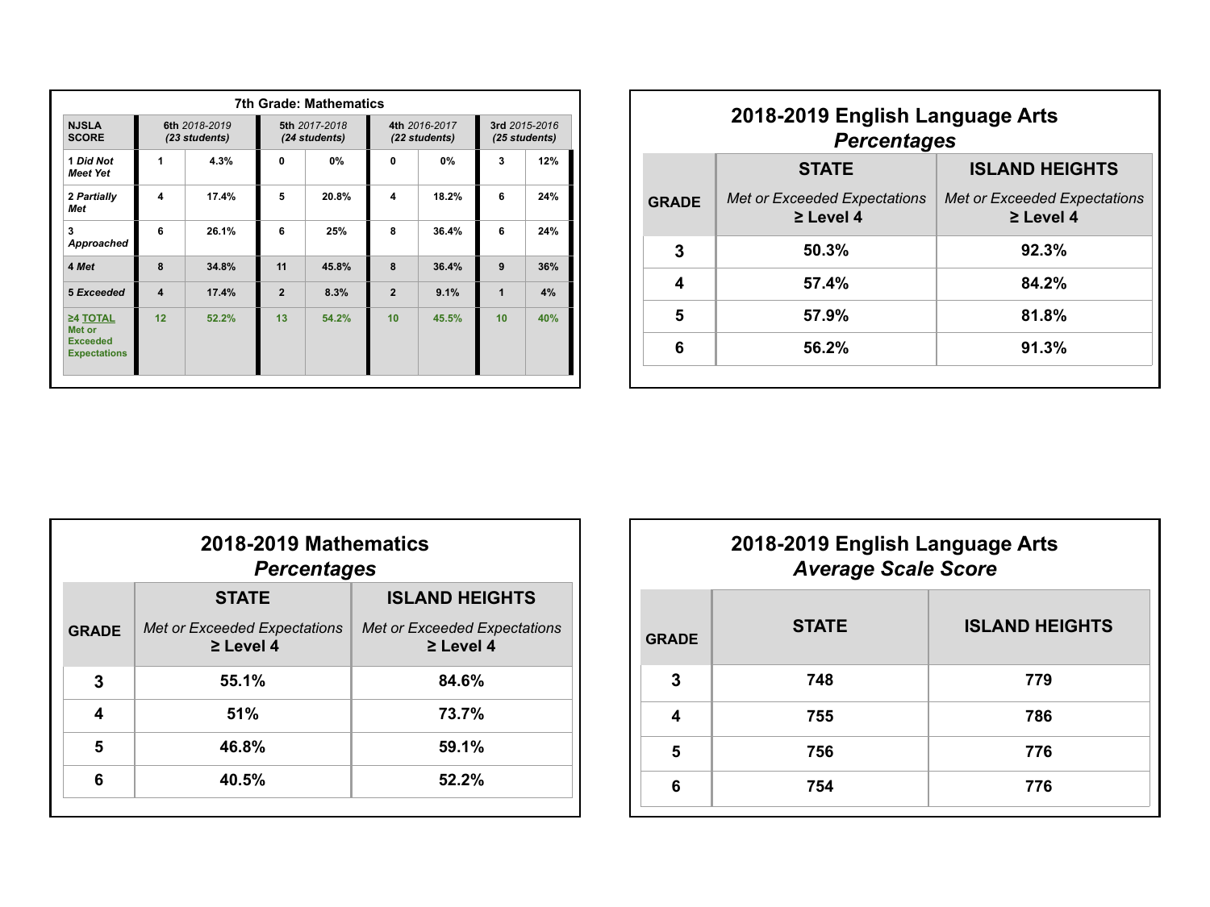**7th Grade: Mathematics**

| NJSLA SCORE | 6th *2018-2019* *(23 students)* | | 5th *2017-2018* *(24 students)* | | 4th *2016-2017* *(22 students)* | | 3rd *2015-2016* *(25 students)* | |
|---|---|---|---|---|---|---|---|---|
| 1 *Did Not Meet Yet* | 1 | 4.3% | 0 | 0% | 0 | 0% | 3 | 12% |
| 2 *Partially Met* | 4 | 17.4% | 5 | 20.8% | 4 | 18.2% | 6 | 24% |
| 3 *Approached* | 6 | 26.1% | 6 | 25% | 8 | 36.4% | 6 | 24% |
| 4 *Met* | 8 | 34.8% | 11 | 45.8% | 8 | 36.4% | 9 | 36% |
| 5 *Exceeded* | 4 | 17.4% | 2 | 8.3% | 2 | 9.1% | 1 | 4% |
| ≥4 TOTAL Met or Exceeded Expectations | 12 | 52.2% | 13 | 54.2% | 10 | 45.5% | 10 | 40% |

## 2018-2019 English Language Arts *Percentages*

| GRADE | STATE *Met or Exceeded Expectations* ≥ Level 4 | ISLAND HEIGHTS *Met or Exceeded Expectations* ≥ Level 4 |
|---|---|---|
| 3 | 50.3% | 92.3% |
| 4 | 57.4% | 84.2% |
| 5 | 57.9% | 81.8% |
| 6 | 56.2% | 91.3% |

## 2018-2019 Mathematics *Percentages*

| GRADE | STATE *Met or Exceeded Expectations* ≥ Level 4 | ISLAND HEIGHTS *Met or Exceeded Expectations* ≥ Level 4 |
|---|---|---|
| 3 | 55.1% | 84.6% |
| 4 | 51% | 73.7% |
| 5 | 46.8% | 59.1% |
| 6 | 40.5% | 52.2% |

## 2018-2019 English Language Arts *Average Scale Score*

| GRADE | STATE | ISLAND HEIGHTS |
|---|---|---|
| 3 | 748 | 779 |
| 4 | 755 | 786 |
| 5 | 756 | 776 |
| 6 | 754 | 776 |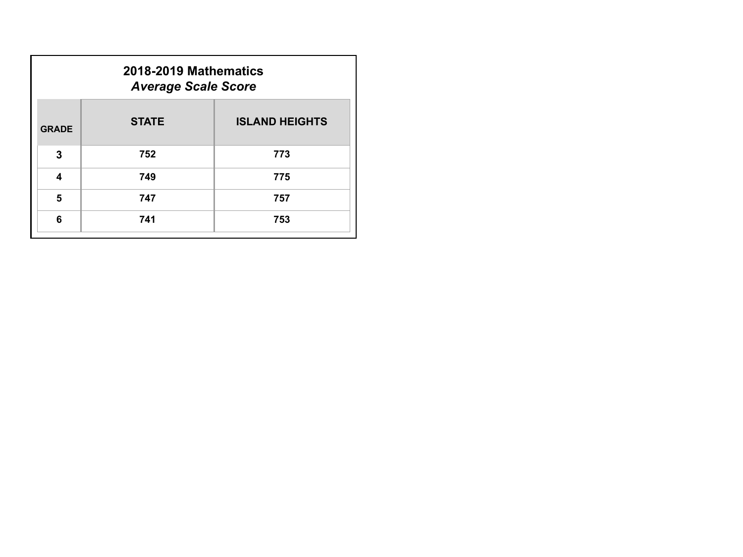**2018-2019 Mathematics**
***Average Scale Score***

| GRADE | STATE | ISLAND HEIGHTS |
| --- | --- | --- |
| 3 | 752 | 773 |
| 4 | 749 | 775 |
| 5 | 747 | 757 |
| 6 | 741 | 753 |